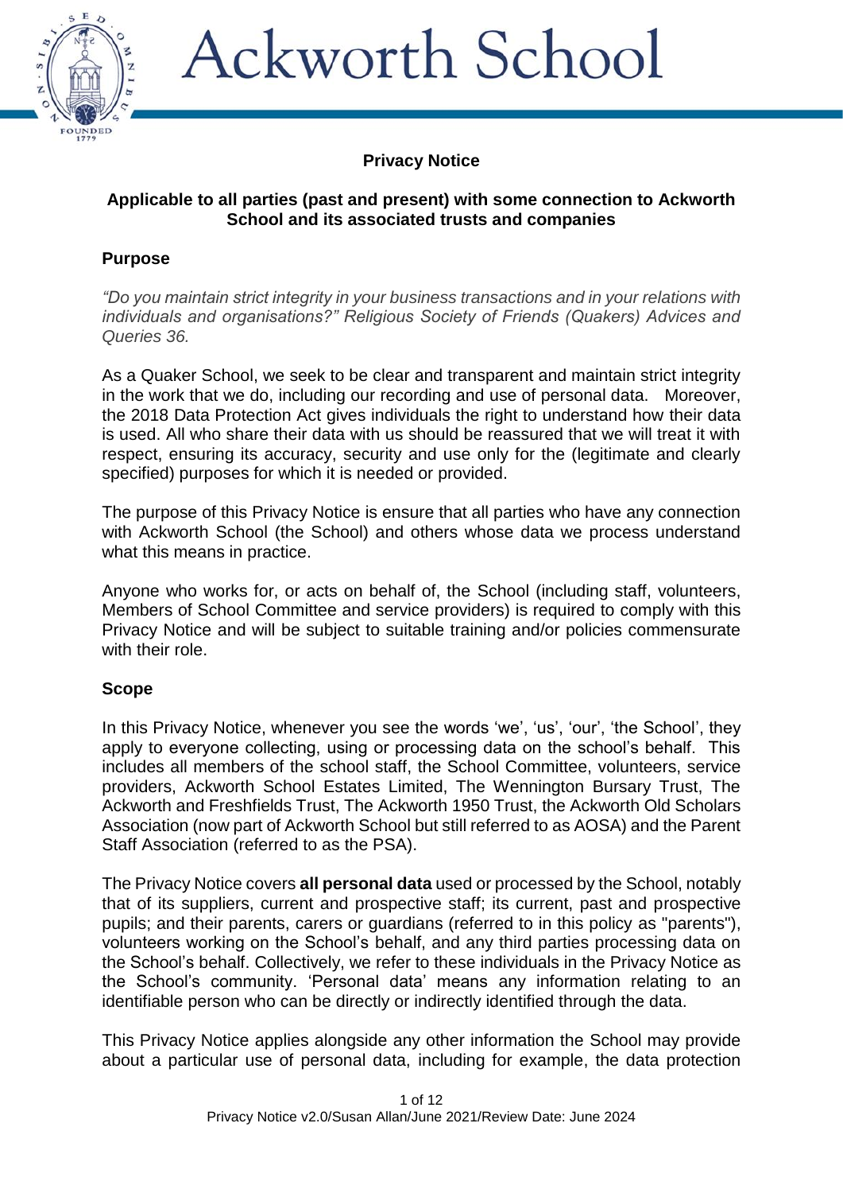# Ackworth School

## Privacy Notice

### Applicable to all parties (past and present) with some connection to Ackworth School and its associated trusts and companies

### Purpose

*"Do you maintain strict integrity in your business transactions and in your relations with individuals and organisations?" Religious Society of Friends (Quakers) Advices and Queries 36.*

As a Quaker School, we seek to be clear and transparent and maintain strict integrity in the work that we do, including our recording and use of personal data. Moreover, the 2018 Data Protection Act gives individuals the right to understand how their data is used. All who share their data with us should be reassured that we will treat it with respect, ensuring its accuracy, security and use only for the (legitimate and clearly specified) purposes for which it is needed or provided.

The purpose of this Privacy Notice is ensure that all parties who have any connection with Ackworth School (the School) and others whose data we process understand what this means in practice.

Anyone who works for, or acts on behalf of, the School (including staff, volunteers, Members of School Committee and service providers) is required to comply with this Privacy Notice and will be subject to suitable training and/or policies commensurate with their role.

### Scope

In this Privacy Notice, whenever you see the words 'we', 'us', 'our', 'the School', they apply to everyone collecting, using or processing data on the school's behalf. This includes all members of the school staff, the School Committee, volunteers, service providers, Ackworth School Estates Limited, The Wennington Bursary Trust, The Ackworth and Freshfields Trust, The Ackworth 1950 Trust, the Ackworth Old Scholars Association (now part of Ackworth School but still referred to as AOSA) and the Parent Staff Association (referred to as the PSA).

The Privacy Notice covers **all personal data** used or processed by the School, notably that of its suppliers, current and prospective staff; its current, past and prospective pupils; and their parents, carers or guardians (referred to in this policy as "parents"), volunteers working on the School's behalf, and any third parties processing data on the School's behalf. Collectively, we refer to these individuals in the Privacy Notice as the School's community. 'Personal data' means any information relating to an identifiable person who can be directly or indirectly identified through the data.

This Privacy Notice applies alongside any other information the School may provide about a particular use of personal data, including for example, the data protection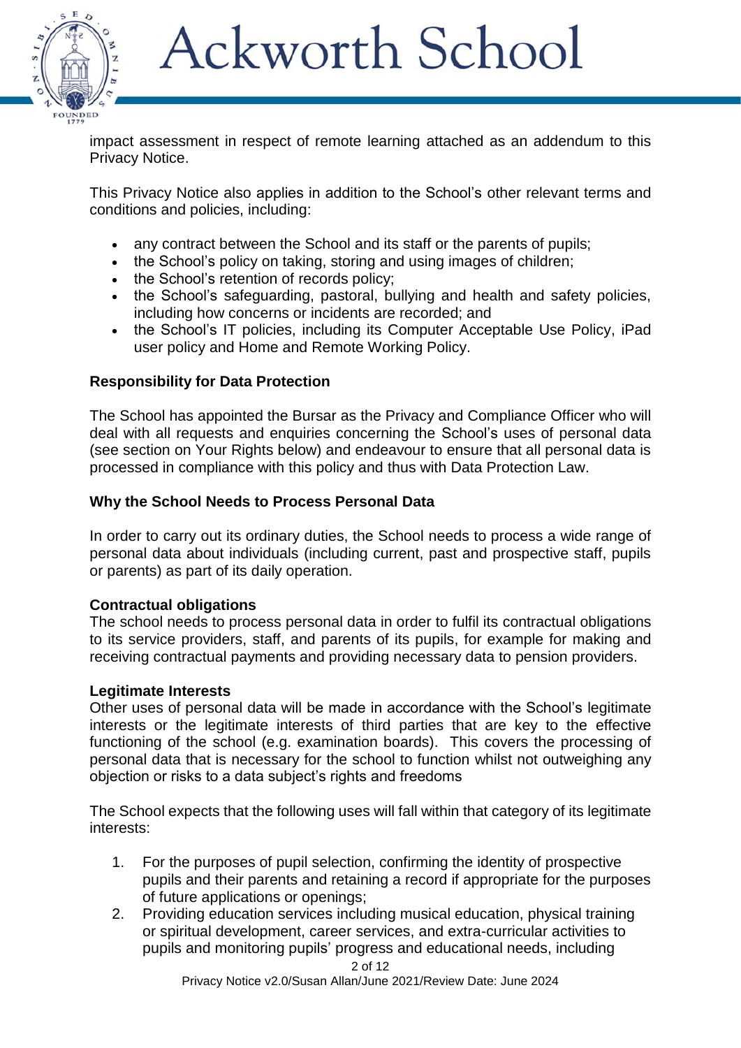impact assessment in respect of remote learning attached as an addendum to this Privacy Notice.

This Privacy Notice also applies in addition to the School's other relevant terms and conditions and policies, including:

- any contract between the School and its staff or the parents of pupils;
- the School's policy on taking, storing and using images of children;
- the School's retention of records policy;
- the School's safeguarding, pastoral, bullying and health and safety policies, including how concerns or incidents are recorded; and
- the School's IT policies, including its Computer Acceptable Use Policy, iPad user policy and Home and Remote Working Policy.

**Responsibility for Data Protection**

The School has appointed the Bursar as the Privacy and Compliance Officer who will deal with all requests and enquiries concerning the School's uses of personal data (see section on Your Rights below) and endeavour to ensure that all personal data is processed in compliance with this policy and thus with Data Protection Law.

**Why the School Needs to Process Personal Data**

In order to carry out its ordinary duties, the School needs to process a wide range of personal data about individuals (including current, past and prospective staff, pupils or parents) as part of its daily operation.

**Contractual obligations**

The school needs to process personal data in order to fulfil its contractual obligations to its service providers, staff, and parents of its pupils, for example for making and receiving contractual payments and providing necessary data to pension providers.

**Legitimate Interests**

Other uses of personal data will be made in accordance with the School's legitimate interests or the legitimate interests of third parties that are key to the effective functioning of the school (e.g. examination boards). This covers the processing of personal data that is necessary for the school to function whilst not outweighing any objection or risks to a data subject's rights and freedoms

The School expects that the following uses will fall within that category of its legitimate interests:

1. For the purposes of pupil selection, confirming the identity of prospective pupils and their parents and retaining a record if appropriate for the purposes of future applications or openings;
2. Providing education services including musical education, physical training or spiritual development, career services, and extra-curricular activities to pupils and monitoring pupils' progress and educational needs, including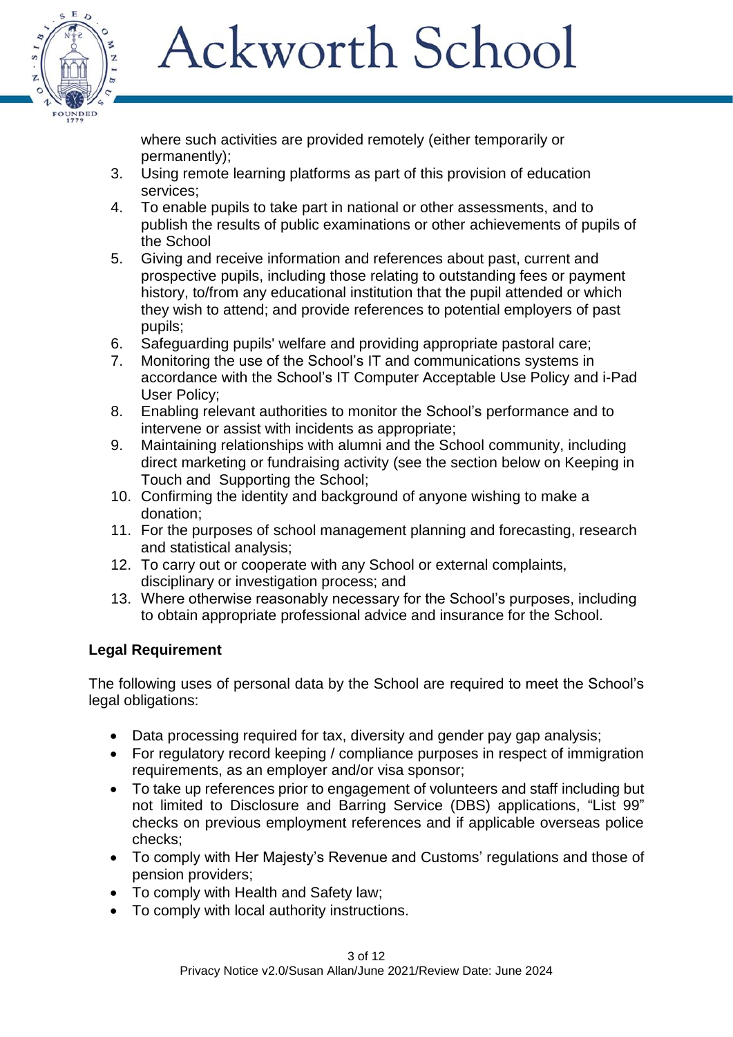where such activities are provided remotely (either temporarily or permanently);

3. Using remote learning platforms as part of this provision of education services;
4. To enable pupils to take part in national or other assessments, and to publish the results of public examinations or other achievements of pupils of the School
5. Giving and receive information and references about past, current and prospective pupils, including those relating to outstanding fees or payment history, to/from any educational institution that the pupil attended or which they wish to attend; and provide references to potential employers of past pupils;
6. Safeguarding pupils' welfare and providing appropriate pastoral care;
7. Monitoring the use of the School's IT and communications systems in accordance with the School's IT Computer Acceptable Use Policy and i-Pad User Policy;
8. Enabling relevant authorities to monitor the School's performance and to intervene or assist with incidents as appropriate;
9. Maintaining relationships with alumni and the School community, including direct marketing or fundraising activity (see the section below on Keeping in Touch and Supporting the School;
10. Confirming the identity and background of anyone wishing to make a donation;
11. For the purposes of school management planning and forecasting, research and statistical analysis;
12. To carry out or cooperate with any School or external complaints, disciplinary or investigation process; and
13. Where otherwise reasonably necessary for the School's purposes, including to obtain appropriate professional advice and insurance for the School.

**Legal Requirement**

The following uses of personal data by the School are required to meet the School's legal obligations:

- Data processing required for tax, diversity and gender pay gap analysis;
- For regulatory record keeping / compliance purposes in respect of immigration requirements, as an employer and/or visa sponsor;
- To take up references prior to engagement of volunteers and staff including but not limited to Disclosure and Barring Service (DBS) applications, "List 99" checks on previous employment references and if applicable overseas police checks;
- To comply with Her Majesty's Revenue and Customs' regulations and those of pension providers;
- To comply with Health and Safety law;
- To comply with local authority instructions.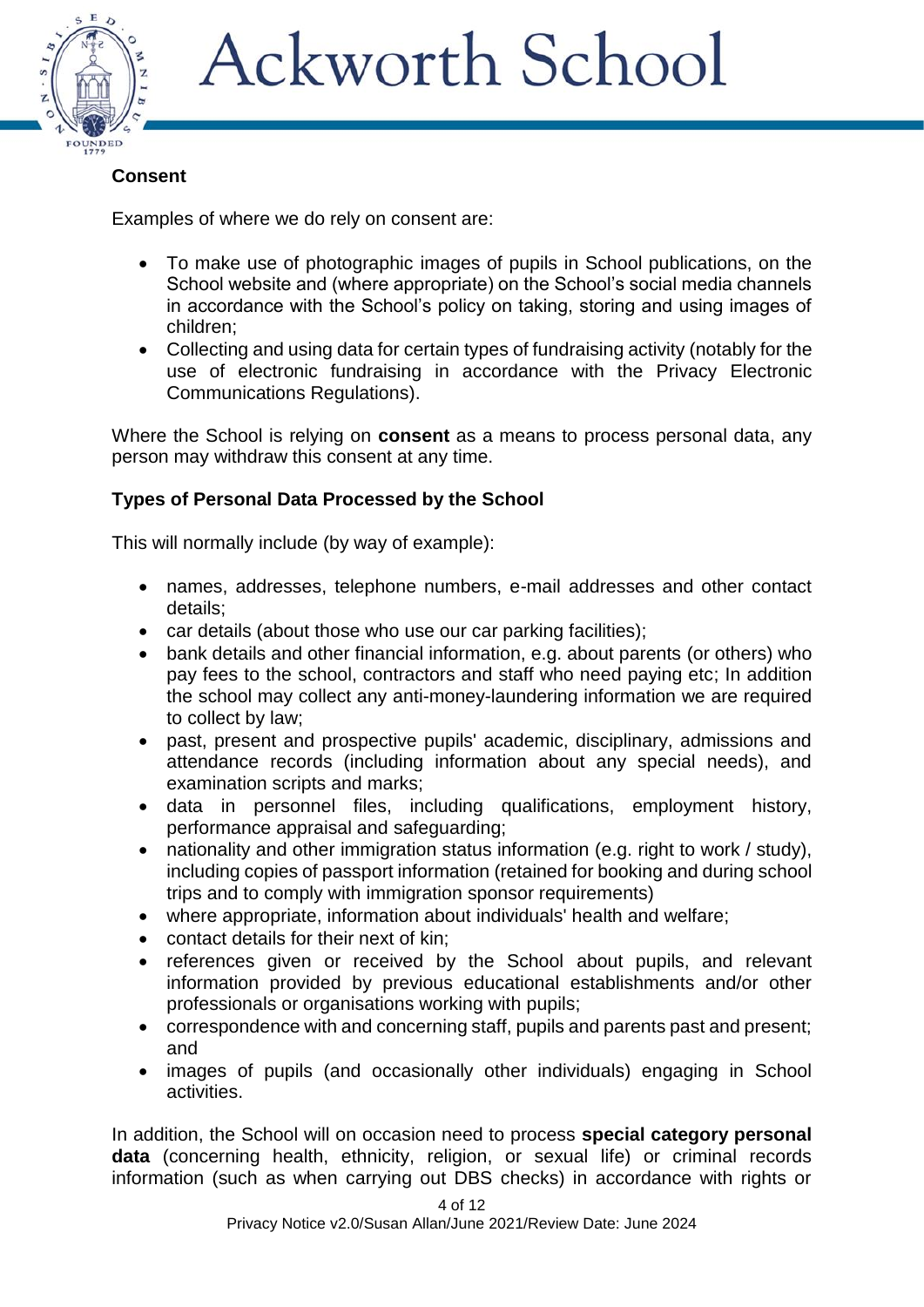**Consent**

Examples of where we do rely on consent are:

- To make use of photographic images of pupils in School publications, on the School website and (where appropriate) on the School's social media channels in accordance with the School's policy on taking, storing and using images of children;
- Collecting and using data for certain types of fundraising activity (notably for the use of electronic fundraising in accordance with the Privacy Electronic Communications Regulations).

Where the School is relying on **consent** as a means to process personal data, any person may withdraw this consent at any time.

**Types of Personal Data Processed by the School**

This will normally include (by way of example):

- names, addresses, telephone numbers, e-mail addresses and other contact details;
- car details (about those who use our car parking facilities);
- bank details and other financial information, e.g. about parents (or others) who pay fees to the school, contractors and staff who need paying etc; In addition the school may collect any anti-money-laundering information we are required to collect by law;
- past, present and prospective pupils' academic, disciplinary, admissions and attendance records (including information about any special needs), and examination scripts and marks;
- data in personnel files, including qualifications, employment history, performance appraisal and safeguarding;
- nationality and other immigration status information (e.g. right to work / study), including copies of passport information (retained for booking and during school trips and to comply with immigration sponsor requirements)
- where appropriate, information about individuals' health and welfare;
- contact details for their next of kin;
- references given or received by the School about pupils, and relevant information provided by previous educational establishments and/or other professionals or organisations working with pupils;
- correspondence with and concerning staff, pupils and parents past and present; and
- images of pupils (and occasionally other individuals) engaging in School activities.

In addition, the School will on occasion need to process **special category personal data** (concerning health, ethnicity, religion, or sexual life) or criminal records information (such as when carrying out DBS checks) in accordance with rights or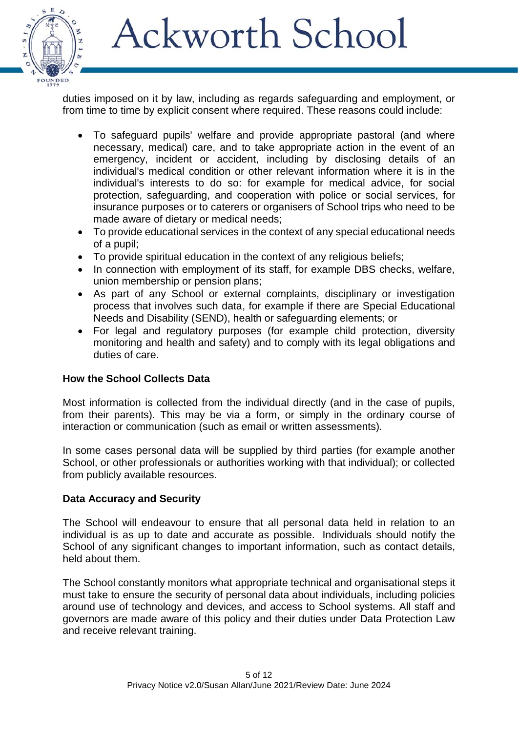duties imposed on it by law, including as regards safeguarding and employment, or from time to time by explicit consent where required. These reasons could include:

- To safeguard pupils' welfare and provide appropriate pastoral (and where necessary, medical) care, and to take appropriate action in the event of an emergency, incident or accident, including by disclosing details of an individual's medical condition or other relevant information where it is in the individual's interests to do so: for example for medical advice, for social protection, safeguarding, and cooperation with police or social services, for insurance purposes or to caterers or organisers of School trips who need to be made aware of dietary or medical needs;
- To provide educational services in the context of any special educational needs of a pupil;
- To provide spiritual education in the context of any religious beliefs;
- In connection with employment of its staff, for example DBS checks, welfare, union membership or pension plans;
- As part of any School or external complaints, disciplinary or investigation process that involves such data, for example if there are Special Educational Needs and Disability (SEND), health or safeguarding elements; or
- For legal and regulatory purposes (for example child protection, diversity monitoring and health and safety) and to comply with its legal obligations and duties of care.

**How the School Collects Data**

Most information is collected from the individual directly (and in the case of pupils, from their parents). This may be via a form, or simply in the ordinary course of interaction or communication (such as email or written assessments).

In some cases personal data will be supplied by third parties (for example another School, or other professionals or authorities working with that individual); or collected from publicly available resources.

**Data Accuracy and Security**

The School will endeavour to ensure that all personal data held in relation to an individual is as up to date and accurate as possible. Individuals should notify the School of any significant changes to important information, such as contact details, held about them.

The School constantly monitors what appropriate technical and organisational steps it must take to ensure the security of personal data about individuals, including policies around use of technology and devices, and access to School systems. All staff and governors are made aware of this policy and their duties under Data Protection Law and receive relevant training.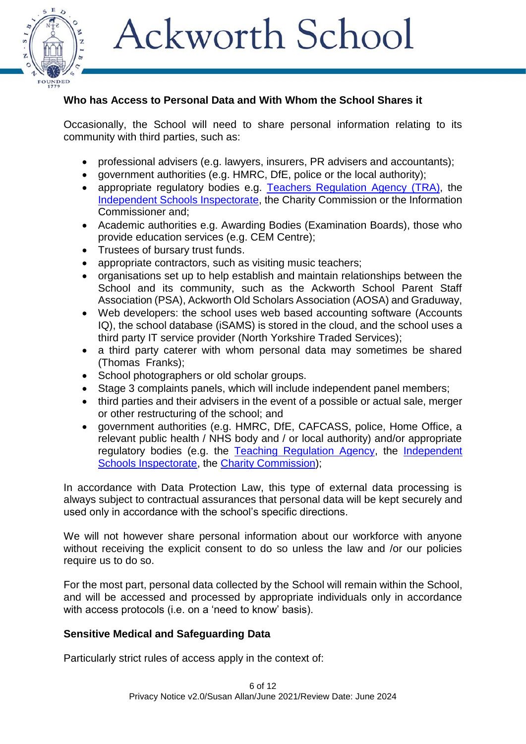**Who has Access to Personal Data and With Whom the School Shares it**

Occasionally, the School will need to share personal information relating to its community with third parties, such as:

- professional advisers (e.g. lawyers, insurers, PR advisers and accountants);
- government authorities (e.g. HMRC, DfE, police or the local authority);
- appropriate regulatory bodies e.g. Teachers Regulation Agency (TRA), the Independent Schools Inspectorate, the Charity Commission or the Information Commissioner and;
- Academic authorities e.g. Awarding Bodies (Examination Boards), those who provide education services (e.g. CEM Centre);
- Trustees of bursary trust funds.
- appropriate contractors, such as visiting music teachers;
- organisations set up to help establish and maintain relationships between the School and its community, such as the Ackworth School Parent Staff Association (PSA), Ackworth Old Scholars Association (AOSA) and Graduway,
- Web developers: the school uses web based accounting software (Accounts IQ), the school database (iSAMS) is stored in the cloud, and the school uses a third party IT service provider (North Yorkshire Traded Services);
- a third party caterer with whom personal data may sometimes be shared (Thomas Franks);
- School photographers or old scholar groups.
- Stage 3 complaints panels, which will include independent panel members;
- third parties and their advisers in the event of a possible or actual sale, merger or other restructuring of the school; and
- government authorities (e.g. HMRC, DfE, CAFCASS, police, Home Office, a relevant public health / NHS body and / or local authority) and/or appropriate regulatory bodies (e.g. the Teaching Regulation Agency, the Independent Schools Inspectorate, the Charity Commission);

In accordance with Data Protection Law, this type of external data processing is always subject to contractual assurances that personal data will be kept securely and used only in accordance with the school's specific directions.

We will not however share personal information about our workforce with anyone without receiving the explicit consent to do so unless the law and /or our policies require us to do so.

For the most part, personal data collected by the School will remain within the School, and will be accessed and processed by appropriate individuals only in accordance with access protocols (i.e. on a 'need to know' basis).

**Sensitive Medical and Safeguarding Data**

Particularly strict rules of access apply in the context of: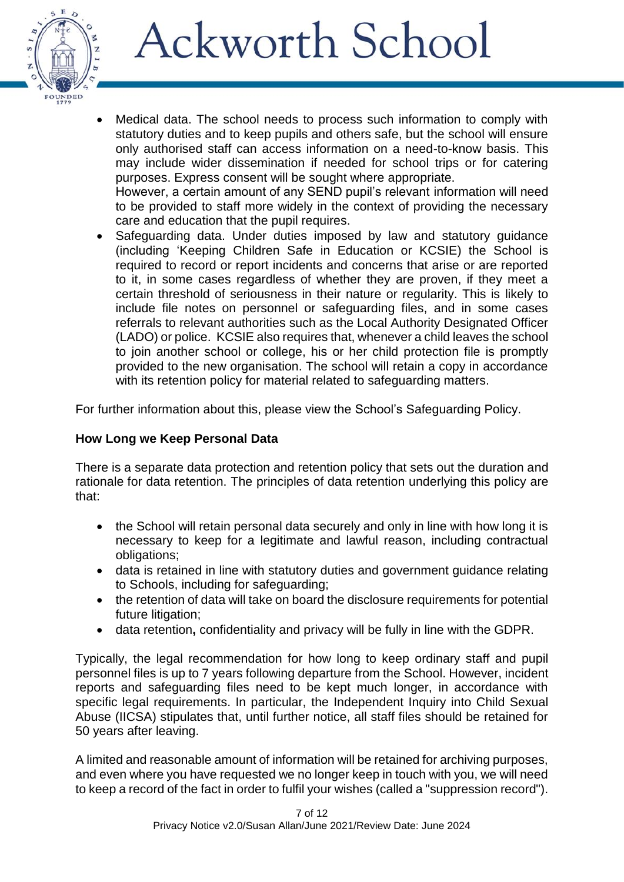- Medical data. The school needs to process such information to comply with statutory duties and to keep pupils and others safe, but the school will ensure only authorised staff can access information on a need-to-know basis. This may include wider dissemination if needed for school trips or for catering purposes. Express consent will be sought where appropriate.
  However, a certain amount of any SEND pupil's relevant information will need to be provided to staff more widely in the context of providing the necessary care and education that the pupil requires.
- Safeguarding data. Under duties imposed by law and statutory guidance (including 'Keeping Children Safe in Education or KCSIE) the School is required to record or report incidents and concerns that arise or are reported to it, in some cases regardless of whether they are proven, if they meet a certain threshold of seriousness in their nature or regularity. This is likely to include file notes on personnel or safeguarding files, and in some cases referrals to relevant authorities such as the Local Authority Designated Officer (LADO) or police. KCSIE also requires that, whenever a child leaves the school to join another school or college, his or her child protection file is promptly provided to the new organisation. The school will retain a copy in accordance with its retention policy for material related to safeguarding matters.

For further information about this, please view the School's Safeguarding Policy.

**How Long we Keep Personal Data**

There is a separate data protection and retention policy that sets out the duration and rationale for data retention. The principles of data retention underlying this policy are that:

- the School will retain personal data securely and only in line with how long it is necessary to keep for a legitimate and lawful reason, including contractual obligations;
- data is retained in line with statutory duties and government guidance relating to Schools, including for safeguarding;
- the retention of data will take on board the disclosure requirements for potential future litigation;
- data retention**,** confidentiality and privacy will be fully in line with the GDPR.

Typically, the legal recommendation for how long to keep ordinary staff and pupil personnel files is up to 7 years following departure from the School. However, incident reports and safeguarding files need to be kept much longer, in accordance with specific legal requirements. In particular, the Independent Inquiry into Child Sexual Abuse (IICSA) stipulates that, until further notice, all staff files should be retained for 50 years after leaving.

A limited and reasonable amount of information will be retained for archiving purposes, and even where you have requested we no longer keep in touch with you, we will need to keep a record of the fact in order to fulfil your wishes (called a "suppression record").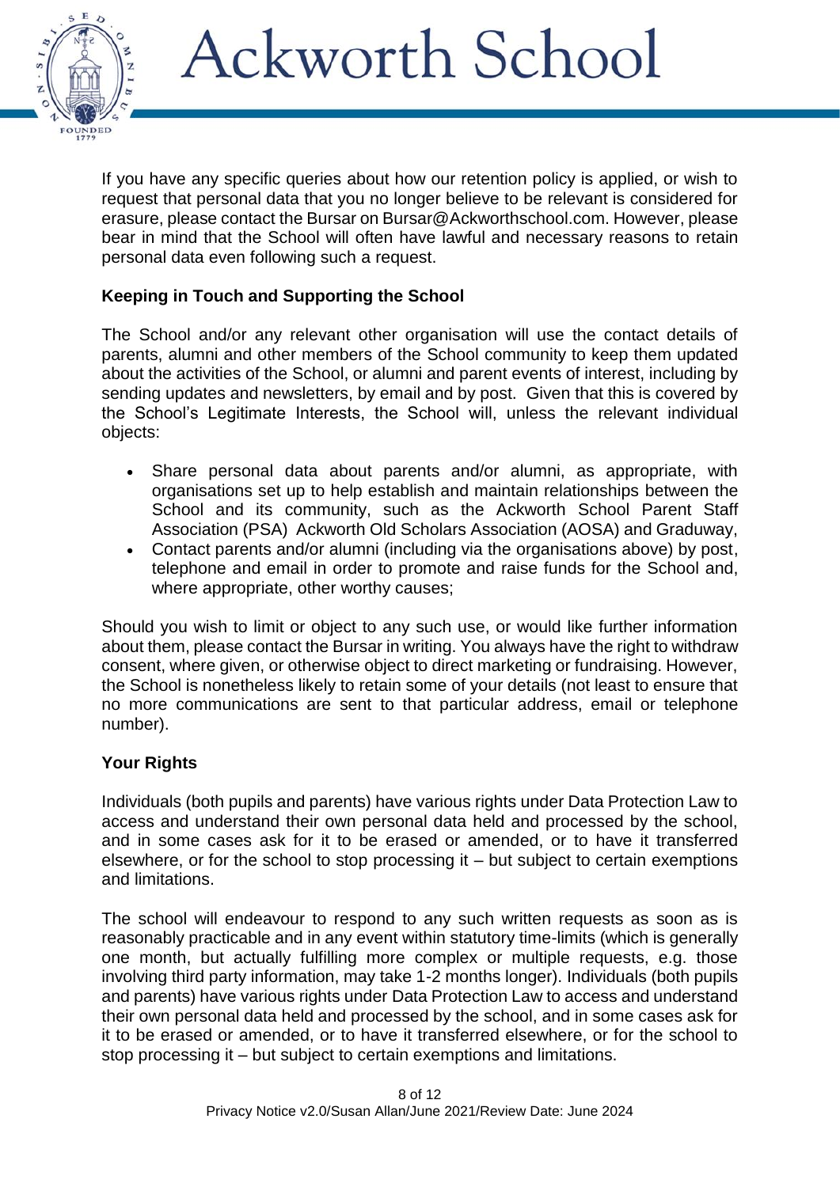If you have any specific queries about how our retention policy is applied, or wish to request that personal data that you no longer believe to be relevant is considered for erasure, please contact the Bursar on Bursar@Ackworthschool.com. However, please bear in mind that the School will often have lawful and necessary reasons to retain personal data even following such a request.

## Keeping in Touch and Supporting the School

The School and/or any relevant other organisation will use the contact details of parents, alumni and other members of the School community to keep them updated about the activities of the School, or alumni and parent events of interest, including by sending updates and newsletters, by email and by post. Given that this is covered by the School's Legitimate Interests, the School will, unless the relevant individual objects:

- Share personal data about parents and/or alumni, as appropriate, with organisations set up to help establish and maintain relationships between the School and its community, such as the Ackworth School Parent Staff Association (PSA) Ackworth Old Scholars Association (AOSA) and Graduway,
- Contact parents and/or alumni (including via the organisations above) by post, telephone and email in order to promote and raise funds for the School and, where appropriate, other worthy causes;

Should you wish to limit or object to any such use, or would like further information about them, please contact the Bursar in writing. You always have the right to withdraw consent, where given, or otherwise object to direct marketing or fundraising. However, the School is nonetheless likely to retain some of your details (not least to ensure that no more communications are sent to that particular address, email or telephone number).

## Your Rights

Individuals (both pupils and parents) have various rights under Data Protection Law to access and understand their own personal data held and processed by the school, and in some cases ask for it to be erased or amended, or to have it transferred elsewhere, or for the school to stop processing it – but subject to certain exemptions and limitations.

The school will endeavour to respond to any such written requests as soon as is reasonably practicable and in any event within statutory time-limits (which is generally one month, but actually fulfilling more complex or multiple requests, e.g. those involving third party information, may take 1-2 months longer). Individuals (both pupils and parents) have various rights under Data Protection Law to access and understand their own personal data held and processed by the school, and in some cases ask for it to be erased or amended, or to have it transferred elsewhere, or for the school to stop processing it – but subject to certain exemptions and limitations.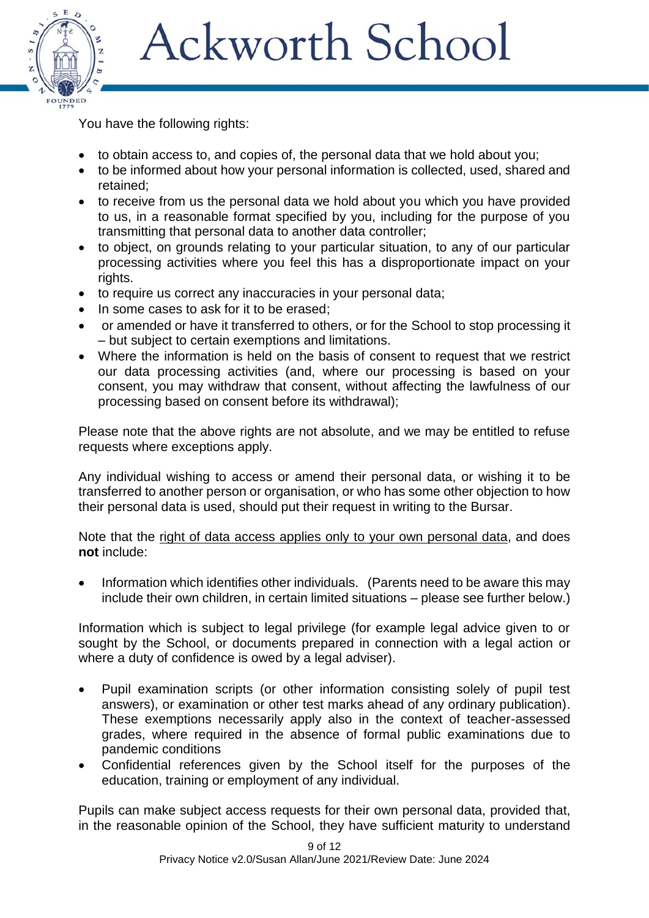You have the following rights:

- to obtain access to, and copies of, the personal data that we hold about you;
- to be informed about how your personal information is collected, used, shared and retained;
- to receive from us the personal data we hold about you which you have provided to us, in a reasonable format specified by you, including for the purpose of you transmitting that personal data to another data controller;
- to object, on grounds relating to your particular situation, to any of our particular processing activities where you feel this has a disproportionate impact on your rights.
- to require us correct any inaccuracies in your personal data;
- In some cases to ask for it to be erased;
- or amended or have it transferred to others, or for the School to stop processing it – but subject to certain exemptions and limitations.
- Where the information is held on the basis of consent to request that we restrict our data processing activities (and, where our processing is based on your consent, you may withdraw that consent, without affecting the lawfulness of our processing based on consent before its withdrawal);

Please note that the above rights are not absolute, and we may be entitled to refuse requests where exceptions apply.

Any individual wishing to access or amend their personal data, or wishing it to be transferred to another person or organisation, or who has some other objection to how their personal data is used, should put their request in writing to the Bursar.

Note that the right of data access applies only to your own personal data, and does **not** include:

- Information which identifies other individuals. (Parents need to be aware this may include their own children, in certain limited situations – please see further below.)

Information which is subject to legal privilege (for example legal advice given to or sought by the School, or documents prepared in connection with a legal action or where a duty of confidence is owed by a legal adviser).

- Pupil examination scripts (or other information consisting solely of pupil test answers), or examination or other test marks ahead of any ordinary publication). These exemptions necessarily apply also in the context of teacher-assessed grades, where required in the absence of formal public examinations due to pandemic conditions
- Confidential references given by the School itself for the purposes of the education, training or employment of any individual.

Pupils can make subject access requests for their own personal data, provided that, in the reasonable opinion of the School, they have sufficient maturity to understand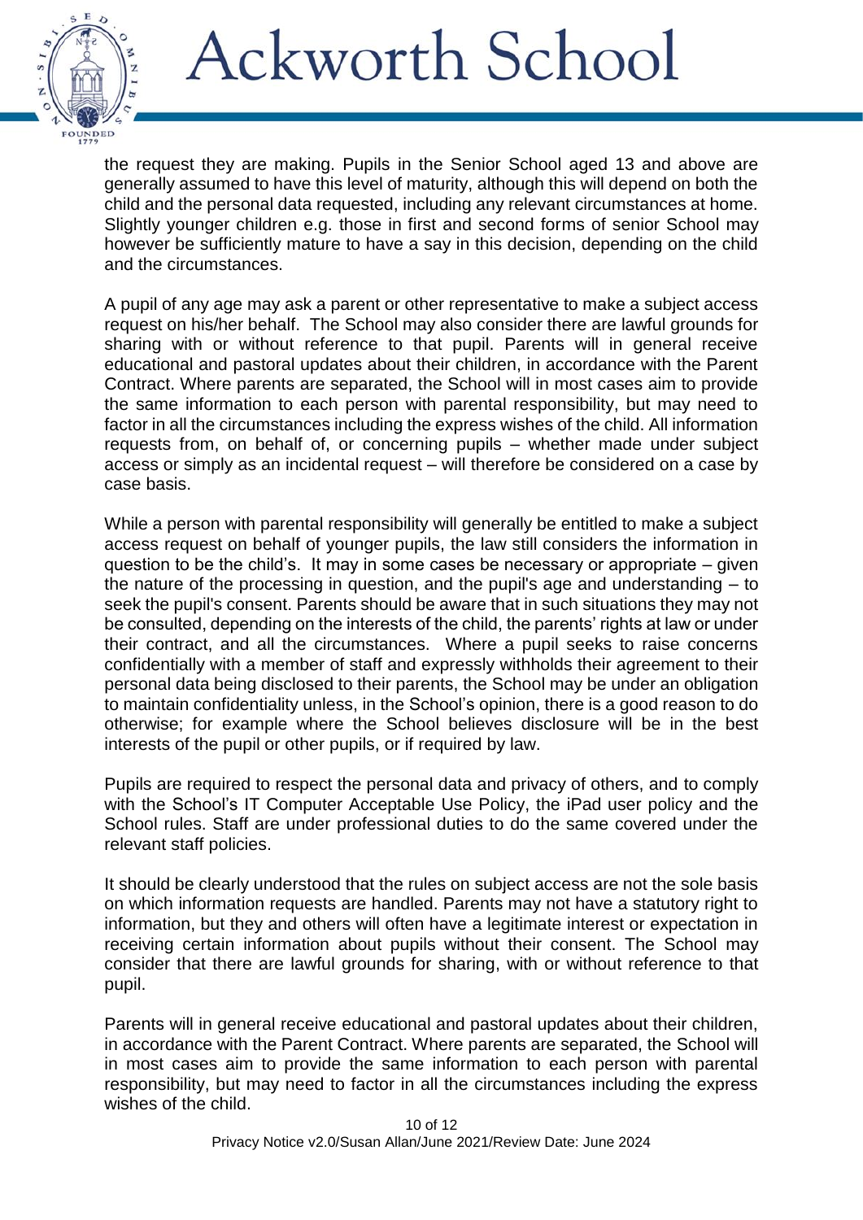the request they are making. Pupils in the Senior School aged 13 and above are generally assumed to have this level of maturity, although this will depend on both the child and the personal data requested, including any relevant circumstances at home. Slightly younger children e.g. those in first and second forms of senior School may however be sufficiently mature to have a say in this decision, depending on the child and the circumstances.

A pupil of any age may ask a parent or other representative to make a subject access request on his/her behalf. The School may also consider there are lawful grounds for sharing with or without reference to that pupil. Parents will in general receive educational and pastoral updates about their children, in accordance with the Parent Contract. Where parents are separated, the School will in most cases aim to provide the same information to each person with parental responsibility, but may need to factor in all the circumstances including the express wishes of the child. All information requests from, on behalf of, or concerning pupils – whether made under subject access or simply as an incidental request – will therefore be considered on a case by case basis.

While a person with parental responsibility will generally be entitled to make a subject access request on behalf of younger pupils, the law still considers the information in question to be the child's. It may in some cases be necessary or appropriate – given the nature of the processing in question, and the pupil's age and understanding – to seek the pupil's consent. Parents should be aware that in such situations they may not be consulted, depending on the interests of the child, the parents' rights at law or under their contract, and all the circumstances. Where a pupil seeks to raise concerns confidentially with a member of staff and expressly withholds their agreement to their personal data being disclosed to their parents, the School may be under an obligation to maintain confidentiality unless, in the School's opinion, there is a good reason to do otherwise; for example where the School believes disclosure will be in the best interests of the pupil or other pupils, or if required by law.

Pupils are required to respect the personal data and privacy of others, and to comply with the School's IT Computer Acceptable Use Policy, the iPad user policy and the School rules. Staff are under professional duties to do the same covered under the relevant staff policies.

It should be clearly understood that the rules on subject access are not the sole basis on which information requests are handled. Parents may not have a statutory right to information, but they and others will often have a legitimate interest or expectation in receiving certain information about pupils without their consent. The School may consider that there are lawful grounds for sharing, with or without reference to that pupil.

Parents will in general receive educational and pastoral updates about their children, in accordance with the Parent Contract. Where parents are separated, the School will in most cases aim to provide the same information to each person with parental responsibility, but may need to factor in all the circumstances including the express wishes of the child.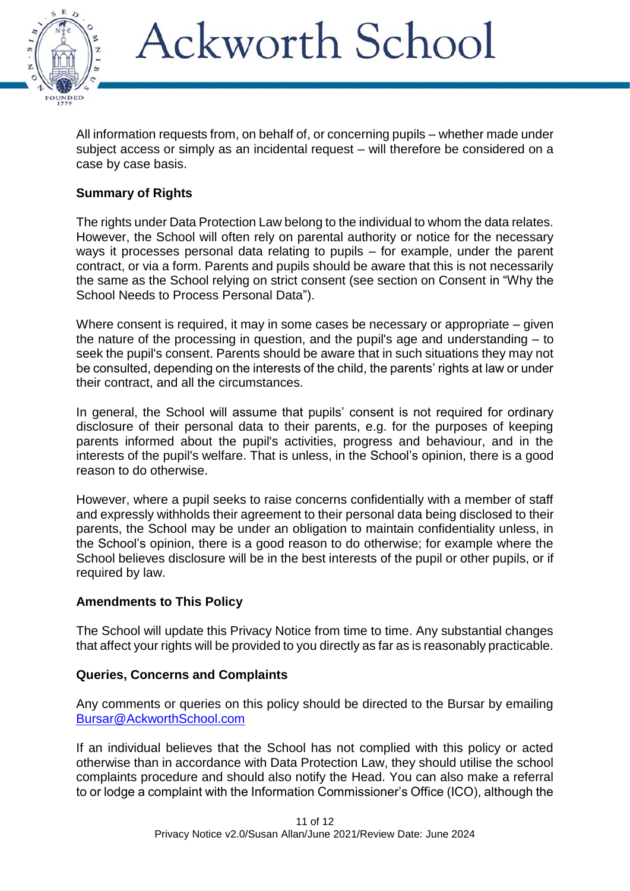All information requests from, on behalf of, or concerning pupils – whether made under subject access or simply as an incidental request – will therefore be considered on a case by case basis.

**Summary of Rights**

The rights under Data Protection Law belong to the individual to whom the data relates. However, the School will often rely on parental authority or notice for the necessary ways it processes personal data relating to pupils – for example, under the parent contract, or via a form. Parents and pupils should be aware that this is not necessarily the same as the School relying on strict consent (see section on Consent in "Why the School Needs to Process Personal Data").

Where consent is required, it may in some cases be necessary or appropriate – given the nature of the processing in question, and the pupil's age and understanding – to seek the pupil's consent. Parents should be aware that in such situations they may not be consulted, depending on the interests of the child, the parents' rights at law or under their contract, and all the circumstances.

In general, the School will assume that pupils' consent is not required for ordinary disclosure of their personal data to their parents, e.g. for the purposes of keeping parents informed about the pupil's activities, progress and behaviour, and in the interests of the pupil's welfare. That is unless, in the School's opinion, there is a good reason to do otherwise.

However, where a pupil seeks to raise concerns confidentially with a member of staff and expressly withholds their agreement to their personal data being disclosed to their parents, the School may be under an obligation to maintain confidentiality unless, in the School's opinion, there is a good reason to do otherwise; for example where the School believes disclosure will be in the best interests of the pupil or other pupils, or if required by law.

**Amendments to This Policy**

The School will update this Privacy Notice from time to time. Any substantial changes that affect your rights will be provided to you directly as far as is reasonably practicable.

**Queries, Concerns and Complaints**

Any comments or queries on this policy should be directed to the Bursar by emailing Bursar@AckworthSchool.com

If an individual believes that the School has not complied with this policy or acted otherwise than in accordance with Data Protection Law, they should utilise the school complaints procedure and should also notify the Head. You can also make a referral to or lodge a complaint with the Information Commissioner's Office (ICO), although the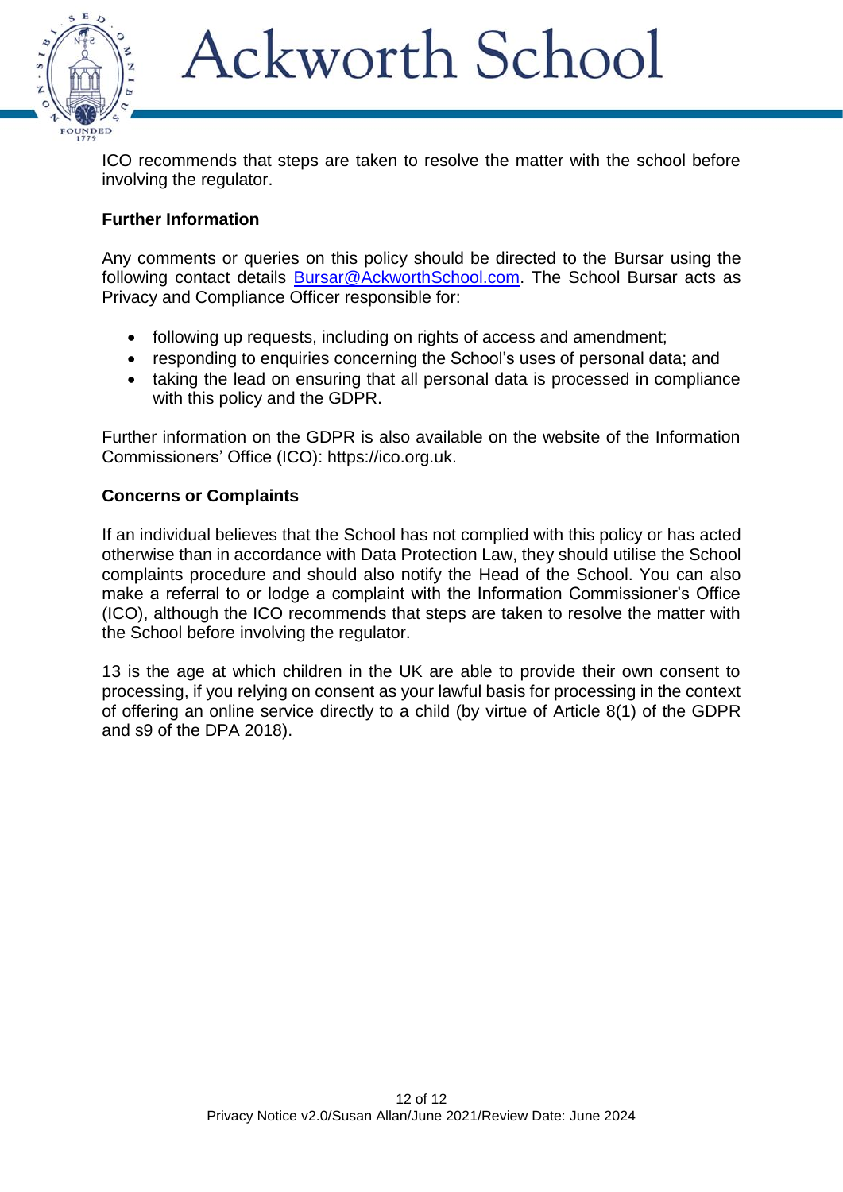ICO recommends that steps are taken to resolve the matter with the school before involving the regulator.

**Further Information**

Any comments or queries on this policy should be directed to the Bursar using the following contact details Bursar@AckworthSchool.com. The School Bursar acts as Privacy and Compliance Officer responsible for:

- following up requests, including on rights of access and amendment;
- responding to enquiries concerning the School's uses of personal data; and
- taking the lead on ensuring that all personal data is processed in compliance with this policy and the GDPR.

Further information on the GDPR is also available on the website of the Information Commissioners' Office (ICO): https://ico.org.uk.

**Concerns or Complaints**

If an individual believes that the School has not complied with this policy or has acted otherwise than in accordance with Data Protection Law, they should utilise the School complaints procedure and should also notify the Head of the School. You can also make a referral to or lodge a complaint with the Information Commissioner's Office (ICO), although the ICO recommends that steps are taken to resolve the matter with the School before involving the regulator.

13 is the age at which children in the UK are able to provide their own consent to processing, if you relying on consent as your lawful basis for processing in the context of offering an online service directly to a child (by virtue of Article 8(1) of the GDPR and s9 of the DPA 2018).